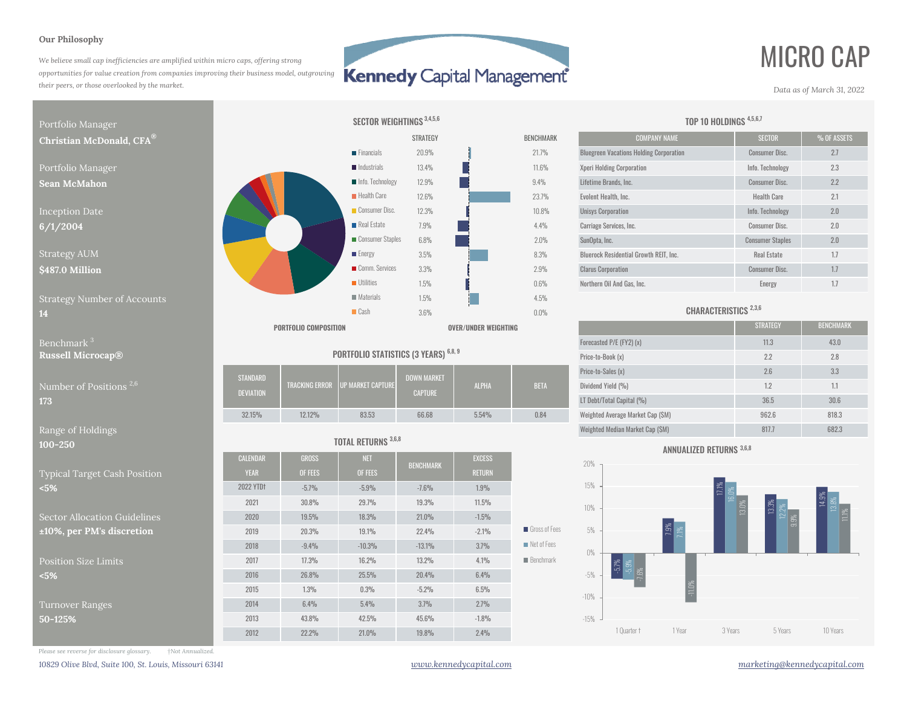**Our Philosophy**

*We believe small cap inefficiencies are amplified within micro caps, offering strong opportunities for value creation from companies improving their business model, outgrowing their peers, or those overlooked by the market.*

Kennedy Capital Management

# MICRO CAP

*Data as of March 31, 2022*

Portfolio Manager
**Christian McDonald, CFA®**

Portfolio Manager
**Sean McMahon**

Inception Date
**6/1/2004**

Strategy AUM
**$487.0 Million**

Strategy Number of Accounts
**14**

Benchmark [3]
**Russell Microcap®**

Number of Positions [2,6]
**173**

Range of Holdings
**100-250**

Typical Target Cash Position
**<5%**

Sector Allocation Guidelines
**±10%, per PM's discretion**

Position Size Limits
**<5%**

Turnover Ranges
**50-125%**

## SECTOR WEIGHTINGS [3,4,5,6]

| Sector | STRATEGY | BENCHMARK |
|---|---|---|
| Financials | 20.9% | 21.7% |
| Industrials | 13.4% | 11.6% |
| Info. Technology | 12.9% | 9.4% |
| Health Care | 12.6% | 23.7% |
| Consumer Disc. | 12.3% | 10.8% |
| Real Estate | 7.9% | 4.4% |
| Consumer Staples | 6.8% | 2.0% |
| Energy | 3.5% | 8.3% |
| Comm. Services | 3.3% | 2.9% |
| Utilities | 1.5% | 0.6% |
| Materials | 1.5% | 4.5% |
| Cash | 3.6% | 0.0% |

PORTFOLIO COMPOSITION — OVER/UNDER WEIGHTING

## TOP 10 HOLDINGS [4,5,6,7]

| COMPANY NAME | SECTOR | % OF ASSETS |
|---|---|---|
| Bluegreen Vacations Holding Corporation | Consumer Disc. | 2.7 |
| Xperi Holding Corporation | Info. Technology | 2.3 |
| Lifetime Brands, Inc. | Consumer Disc. | 2.2 |
| Evolent Health, Inc. | Health Care | 2.1 |
| Unisys Corporation | Info. Technology | 2.0 |
| Carriage Services, Inc. | Consumer Disc. | 2.0 |
| SunOpta, Inc. | Consumer Staples | 2.0 |
| Bluerock Residential Growth REIT, Inc. | Real Estate | 1.7 |
| Clarus Corporation | Consumer Disc. | 1.7 |
| Northern Oil And Gas, Inc. | Energy | 1.7 |

## PORTFOLIO STATISTICS (3 YEARS) [6,8,9]

| STANDARD DEVIATION | TRACKING ERROR | UP MARKET CAPTURE | DOWN MARKET CAPTURE | ALPHA | BETA |
|---|---|---|---|---|---|
| 32.15% | 12.12% | 83.53 | 66.68 | 5.54% | 0.84 |

## CHARACTERISTICS [2,3,6]

| | STRATEGY | BENCHMARK |
|---|---|---|
| Forecasted P/E (FY2) (x) | 11.3 | 43.0 |
| Price-to-Book (x) | 2.2 | 2.8 |
| Price-to-Sales (x) | 2.6 | 3.3 |
| Dividend Yield (%) | 1.2 | 1.1 |
| LT Debt/Total Capital (%) | 36.5 | 30.6 |
| Weighted Average Market Cap ($M) | 962.6 | 818.3 |
| Weighted Median Market Cap ($M) | 817.7 | 682.3 |

## TOTAL RETURNS [3,6,8]

| CALENDAR YEAR | GROSS OF FEES | NET OF FEES | BENCHMARK | EXCESS RETURN |
|---|---|---|---|---|
| 2022 YTD† | -5.7% | -5.9% | -7.6% | 1.9% |
| 2021 | 30.8% | 29.7% | 19.3% | 11.5% |
| 2020 | 19.5% | 18.3% | 21.0% | -1.5% |
| 2019 | 20.3% | 19.1% | 22.4% | -2.1% |
| 2018 | -9.4% | -10.3% | -13.1% | 3.7% |
| 2017 | 17.3% | 16.2% | 13.2% | 4.1% |
| 2016 | 26.8% | 25.5% | 20.4% | 6.4% |
| 2015 | 1.3% | 0.3% | -5.2% | 6.5% |
| 2014 | 6.4% | 5.4% | 3.7% | 2.7% |
| 2013 | 43.8% | 42.5% | 45.6% | -1.8% |
| 2012 | 22.2% | 21.0% | 19.8% | 2.4% |

## ANNUALIZED RETURNS [3,6,8]

| | 1 Quarter † | 1 Year | 3 Years | 5 Years | 10 Years |
|---|---|---|---|---|---|
| Gross of Fees | -5.7% | 7.9% | 17.1% | 13.3% | 14.9% |
| Net of Fees | -5.9% | 7.1% | 16.0% | 12.2% | 13.8% |
| Benchmark | -7.6% | -11.0% | 13.0% | 9.9% | 11.1% |

*Please see reverse for disclosure glossary.* *†Not Annualized.*

*10829 Olive Blvd, Suite 100, St. Louis, Missouri 63141* [www.kennedycapital.com](http://www.kennedycapital.com) [marketing@kennedycapital.com](mailto:marketing@kennedycapital.com)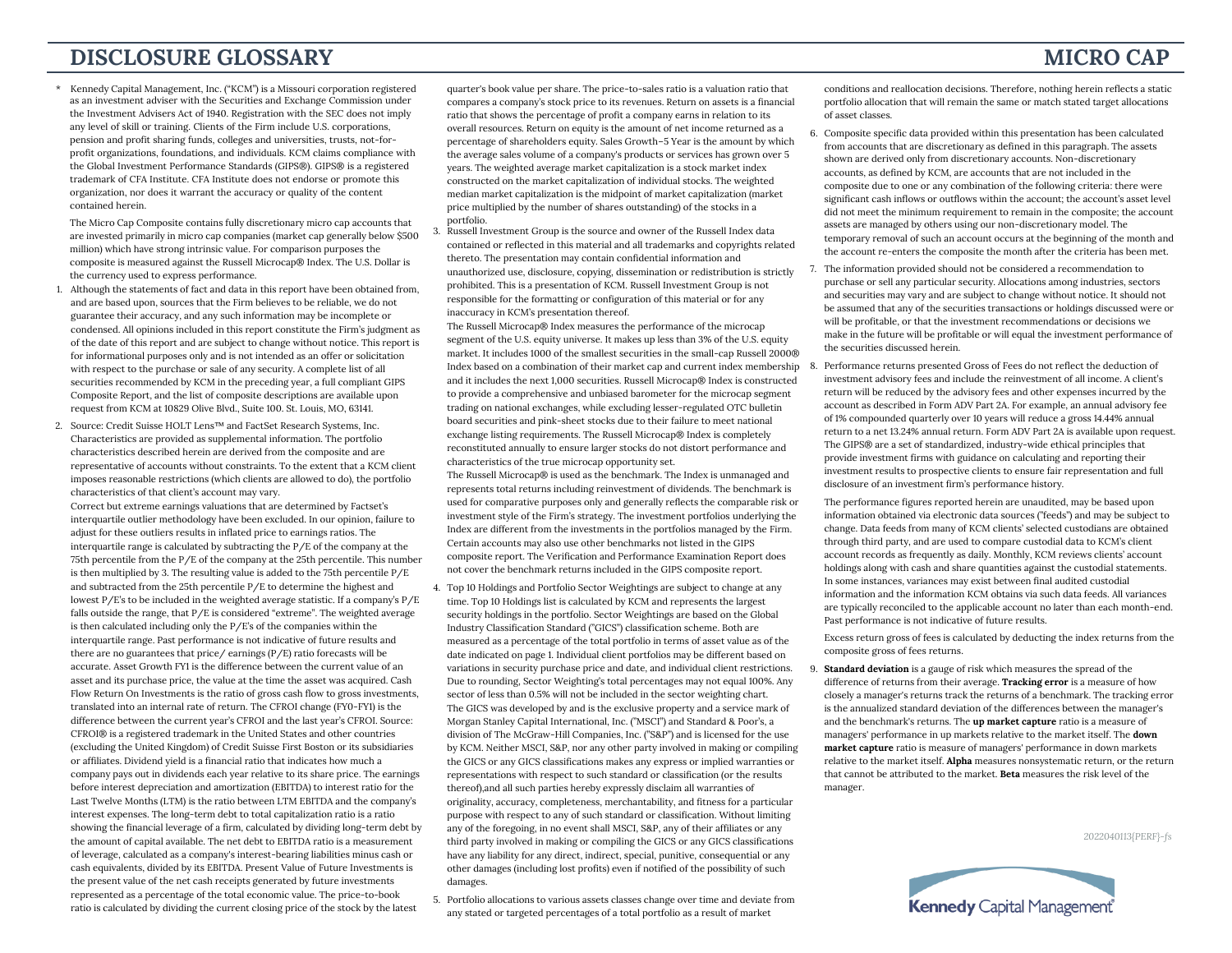# DISCLOSURE GLOSSARY

## MICRO CAP

\* Kennedy Capital Management, Inc. ("KCM") is a Missouri corporation registered as an investment adviser with the Securities and Exchange Commission under the Investment Advisers Act of 1940. Registration with the SEC does not imply any level of skill or training. Clients of the Firm include U.S. corporations, pension and profit sharing funds, colleges and universities, trusts, not-for-profit organizations, foundations, and individuals. KCM claims compliance with the Global Investment Performance Standards (GIPS®). GIPS® is a registered trademark of CFA Institute. CFA Institute does not endorse or promote this organization, nor does it warrant the accuracy or quality of the content contained herein.

The Micro Cap Composite contains fully discretionary micro cap accounts that are invested primarily in micro cap companies (market cap generally below $500 million) which have strong intrinsic value. For comparison purposes the composite is measured against the Russell Microcap® Index. The U.S. Dollar is the currency used to express performance.

1. Although the statements of fact and data in this report have been obtained from, and are based upon, sources that the Firm believes to be reliable, we do not guarantee their accuracy, and any such information may be incomplete or condensed. All opinions included in this report constitute the Firm's judgment as of the date of this report and are subject to change without notice. This report is for informational purposes only and is not intended as an offer or solicitation with respect to the purchase or sale of any security. A complete list of all securities recommended by KCM in the preceding year, a full compliant GIPS Composite Report, and the list of composite descriptions are available upon request from KCM at 10829 Olive Blvd., Suite 100. St. Louis, MO, 63141.

2. Source: Credit Suisse HOLT Lens™ and FactSet Research Systems, Inc. Characteristics are provided as supplemental information. The portfolio characteristics described herein are derived from the composite and are representative of accounts without constraints. To the extent that a KCM client imposes reasonable restrictions (which clients are allowed to do), the portfolio characteristics of that client's account may vary.

   Correct but extreme earnings valuations that are determined by Factset's interquartile outlier methodology have been excluded. In our opinion, failure to adjust for these outliers results in inflated price to earnings ratios. The interquartile range is calculated by subtracting the P/E of the company at the 75th percentile from the P/E of the company at the 25th percentile. This number is then multiplied by 3. The resulting value is added to the 75th percentile P/E and subtracted from the 25th percentile P/E to determine the highest and lowest P/E's to be included in the weighted average statistic. If a company's P/E falls outside the range, that P/E is considered "extreme". The weighted average is then calculated including only the P/E's of the companies within the interquartile range. Past performance is not indicative of future results and there are no guarantees that price/ earnings (P/E) ratio forecasts will be accurate. Asset Growth FY1 is the difference between the current value of an asset and its purchase price, the value at the time the asset was acquired. Cash Flow Return On Investments is the ratio of gross cash flow to gross investments, translated into an internal rate of return. The CFROI change (FY0-FY1) is the difference between the current year's CFROI and the last year's CFROI. Source: CFROI® is a registered trademark in the United States and other countries (excluding the United Kingdom) of Credit Suisse First Boston or its subsidiaries or affiliates. Dividend yield is a financial ratio that indicates how much a company pays out in dividends each year relative to its share price. The earnings before interest depreciation and amortization (EBITDA) to interest ratio for the Last Twelve Months (LTM) is the ratio between LTM EBITDA and the company's interest expenses. The long-term debt to total capitalization ratio is a ratio showing the financial leverage of a firm, calculated by dividing long-term debt by the amount of capital available. The net debt to EBITDA ratio is a measurement of leverage, calculated as a company's interest-bearing liabilities minus cash or cash equivalents, divided by its EBITDA. Present Value of Future Investments is the present value of the net cash receipts generated by future investments represented as a percentage of the total economic value. The price-to-book ratio is calculated by dividing the current closing price of the stock by the latest quarter's book value per share. The price-to-sales ratio is a valuation ratio that compares a company's stock price to its revenues. Return on assets is a financial ratio that shows the percentage of profit a company earns in relation to its overall resources. Return on equity is the amount of net income returned as a percentage of shareholders equity. Sales Growth–5 Year is the amount by which the average sales volume of a company's products or services has grown over 5 years. The weighted average market capitalization is a stock market index constructed on the market capitalization of individual stocks. The weighted median market capitalization is the midpoint of market capitalization (market price multiplied by the number of shares outstanding) of the stocks in a portfolio.

3. Russell Investment Group is the source and owner of the Russell Index data contained or reflected in this material and all trademarks and copyrights related thereto. The presentation may contain confidential information and unauthorized use, disclosure, copying, dissemination or redistribution is strictly prohibited. This is a presentation of KCM. Russell Investment Group is not responsible for the formatting or configuration of this material or for any inaccuracy in KCM's presentation thereof.

   The Russell Microcap® Index measures the performance of the microcap segment of the U.S. equity universe. It makes up less than 3% of the U.S. equity market. It includes 1000 of the smallest securities in the small-cap Russell 2000® Index based on a combination of their market cap and current index membership and it includes the next 1,000 securities. Russell Microcap® Index is constructed to provide a comprehensive and unbiased barometer for the microcap segment trading on national exchanges, while excluding lesser-regulated OTC bulletin board securities and pink-sheet stocks due to their failure to meet national exchange listing requirements. The Russell Microcap® Index is completely reconstituted annually to ensure larger stocks do not distort performance and characteristics of the true microcap opportunity set.

   The Russell Microcap® is used as the benchmark. The Index is unmanaged and represents total returns including reinvestment of dividends. The benchmark is used for comparative purposes only and generally reflects the comparable risk or investment style of the Firm's strategy. The investment portfolios underlying the Index are different from the investments in the portfolios managed by the Firm. Certain accounts may also use other benchmarks not listed in the GIPS composite report. The Verification and Performance Examination Report does not cover the benchmark returns included in the GIPS composite report.

4. Top 10 Holdings and Portfolio Sector Weightings are subject to change at any time. Top 10 Holdings list is calculated by KCM and represents the largest security holdings in the portfolio. Sector Weightings are based on the Global Industry Classification Standard ("GICS") classification scheme. Both are measured as a percentage of the total portfolio in terms of asset value as of the date indicated on page 1. Individual client portfolios may be different based on variations in security purchase price and date, and individual client restrictions. Due to rounding, Sector Weighting's total percentages may not equal 100%. Any sector of less than 0.5% will not be included in the sector weighting chart. The GICS was developed by and is the exclusive property and a service mark of Morgan Stanley Capital International, Inc. ("MSCI") and Standard & Poor's, a division of The McGraw-Hill Companies, Inc. ("S&P") and is licensed for the use by KCM. Neither MSCI, S&P, nor any other party involved in making or compiling the GICS or any GICS classifications makes any express or implied warranties or representations with respect to such standard or classification (or the results thereof),and all such parties hereby expressly disclaim all warranties of originality, accuracy, completeness, merchantability, and fitness for a particular purpose with respect to any of such standard or classification. Without limiting any of the foregoing, in no event shall MSCI, S&P, any of their affiliates or any third party involved in making or compiling the GICS or any GICS classifications have any liability for any direct, indirect, special, punitive, consequential or any other damages (including lost profits) even if notified of the possibility of such damages.

5. Portfolio allocations to various assets classes change over time and deviate from any stated or targeted percentages of a total portfolio as a result of market conditions and reallocation decisions. Therefore, nothing herein reflects a static portfolio allocation that will remain the same or match stated target allocations of asset classes.

6. Composite specific data provided within this presentation has been calculated from accounts that are discretionary as defined in this paragraph. The assets shown are derived only from discretionary accounts. Non-discretionary accounts, as defined by KCM, are accounts that are not included in the composite due to one or any combination of the following criteria: there were significant cash inflows or outflows within the account; the account's asset level did not meet the minimum requirement to remain in the composite; the account assets are managed by others using our non-discretionary model. The temporary removal of such an account occurs at the beginning of the month and the account re-enters the composite the month after the criteria has been met.

7. The information provided should not be considered a recommendation to purchase or sell any particular security. Allocations among industries, sectors and securities may vary and are subject to change without notice. It should not be assumed that any of the securities transactions or holdings discussed were or will be profitable, or that the investment recommendations or decisions we make in the future will be profitable or will equal the investment performance of the securities discussed herein.

8. Performance returns presented Gross of Fees do not reflect the deduction of investment advisory fees and include the reinvestment of all income. A client's return will be reduced by the advisory fees and other expenses incurred by the account as described in Form ADV Part 2A. For example, an annual advisory fee of 1% compounded quarterly over 10 years will reduce a gross 14.44% annual return to a net 13.24% annual return. Form ADV Part 2A is available upon request. The GIPS® are a set of standardized, industry-wide ethical principles that provide investment firms with guidance on calculating and reporting their investment results to prospective clients to ensure fair representation and full disclosure of an investment firm's performance history.

   The performance figures reported herein are unaudited, may be based upon information obtained via electronic data sources ("feeds") and may be subject to change. Data feeds from many of KCM clients' selected custodians are obtained through third party, and are used to compare custodial data to KCM's client account records as frequently as daily. Monthly, KCM reviews clients' account holdings along with cash and share quantities against the custodial statements. In some instances, variances may exist between final audited custodial information and the information KCM obtains via such data feeds. All variances are typically reconciled to the applicable account no later than each month-end. Past performance is not indicative of future results.

   Excess return gross of fees is calculated by deducting the index returns from the composite gross of fees returns.

9. **Standard deviation** is a gauge of risk which measures the spread of the difference of returns from their average. **Tracking error** is a measure of how closely a manager's returns track the returns of a benchmark. The tracking error is the annualized standard deviation of the differences between the manager's and the benchmark's returns. The **up market capture** ratio is a measure of managers' performance in up markets relative to the market itself. The **down market capture** ratio is measure of managers' performance in down markets relative to the market itself. **Alpha** measures nonsystematic return, or the return that cannot be attributed to the market. **Beta** measures the risk level of the manager.

2022040113{PERF}-fs

Kennedy Capital Management